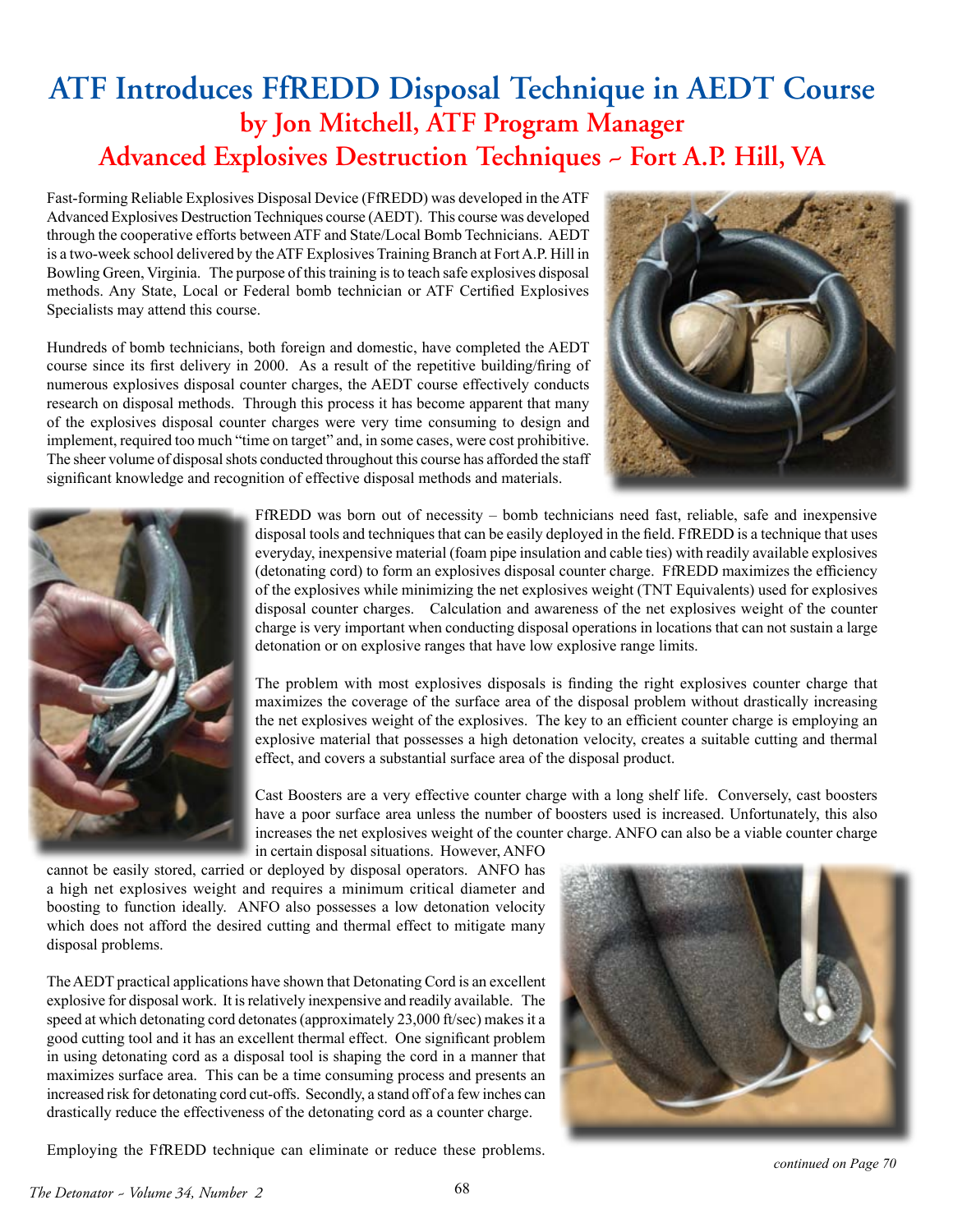# ATF Introduces FfREDD Disposal Technique in AEDT Course

## by Jon Mitchell, ATF Program Manager

## Advanced Explosives Destruction Techniques ~ Fort A.P. Hill, VA

Fast-forming Reliable Explosives Disposal Device (FfREDD) was developed in the ATF Advanced Explosives Destruction Techniques course (AEDT). This course was developed through the cooperative efforts between ATF and State/Local Bomb Technicians. AEDT is a two-week school delivered by the ATF Explosives Training Branch at Fort A.P. Hill in Bowling Green, Virginia. The purpose of this training is to teach safe explosives disposal methods. Any State, Local or Federal bomb technician or ATF Certified Explosives Specialists may attend this course.

Hundreds of bomb technicians, both foreign and domestic, have completed the AEDT course since its first delivery in 2000. As a result of the repetitive building/firing of numerous explosives disposal counter charges, the AEDT course effectively conducts research on disposal methods. Through this process it has become apparent that many of the explosives disposal counter charges were very time consuming to design and implement, required too much "time on target" and, in some cases, were cost prohibitive. The sheer volume of disposal shots conducted throughout this course has afforded the staff significant knowledge and recognition of effective disposal methods and materials.

FfREDD was born out of necessity – bomb technicians need fast, reliable, safe and inexpensive disposal tools and techniques that can be easily deployed in the field. FfREDD is a technique that uses everyday, inexpensive material (foam pipe insulation and cable ties) with readily available explosives (detonating cord) to form an explosives disposal counter charge. FfREDD maximizes the efficiency of the explosives while minimizing the net explosives weight (TNT Equivalents) used for explosives disposal counter charges. Calculation and awareness of the net explosives weight of the counter charge is very important when conducting disposal operations in locations that can not sustain a large detonation or on explosive ranges that have low explosive range limits.

The problem with most explosives disposals is finding the right explosives counter charge that maximizes the coverage of the surface area of the disposal problem without drastically increasing the net explosives weight of the explosives. The key to an efficient counter charge is employing an explosive material that possesses a high detonation velocity, creates a suitable cutting and thermal effect, and covers a substantial surface area of the disposal product.

Cast Boosters are a very effective counter charge with a long shelf life. Conversely, cast boosters have a poor surface area unless the number of boosters used is increased. Unfortunately, this also increases the net explosives weight of the counter charge. ANFO can also be a viable counter charge in certain disposal situations. However, ANFO cannot be easily stored, carried or deployed by disposal operators. ANFO has a high net explosives weight and requires a minimum critical diameter and boosting to function ideally. ANFO also possesses a low detonation velocity which does not afford the desired cutting and thermal effect to mitigate many disposal problems.

The AEDT practical applications have shown that Detonating Cord is an excellent explosive for disposal work. It is relatively inexpensive and readily available. The speed at which detonating cord detonates (approximately 23,000 ft/sec) makes it a good cutting tool and it has an excellent thermal effect. One significant problem in using detonating cord as a disposal tool is shaping the cord in a manner that maximizes surface area. This can be a time consuming process and presents an increased risk for detonating cord cut-offs. Secondly, a stand off of a few inches can drastically reduce the effectiveness of the detonating cord as a counter charge.

Employing the FfREDD technique can eliminate or reduce these problems.

*continued on Page 70*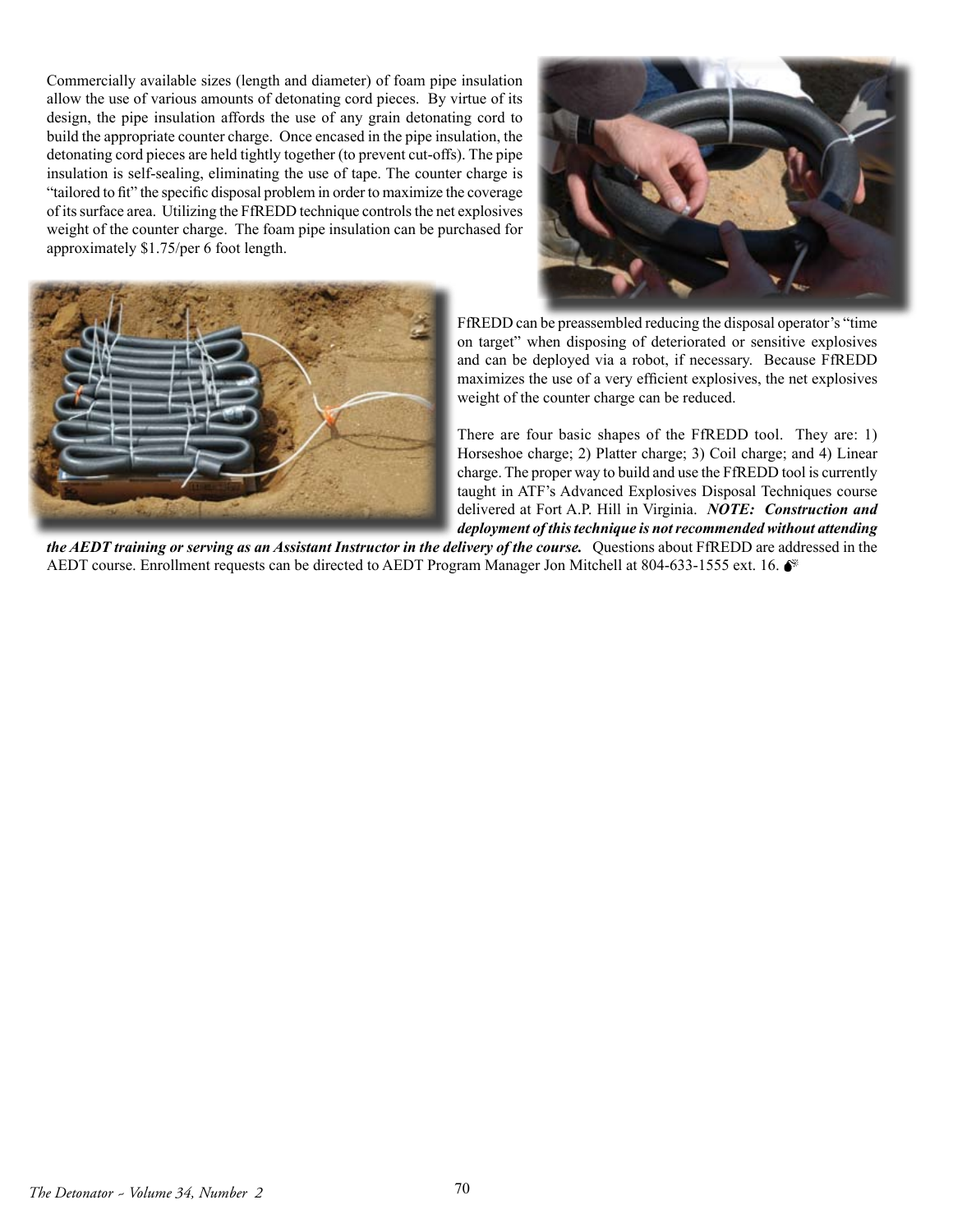Commercially available sizes (length and diameter) of foam pipe insulation allow the use of various amounts of detonating cord pieces. By virtue of its design, the pipe insulation affords the use of any grain detonating cord to build the appropriate counter charge. Once encased in the pipe insulation, the detonating cord pieces are held tightly together (to prevent cut-offs). The pipe insulation is self-sealing, eliminating the use of tape. The counter charge is "tailored to fit" the specific disposal problem in order to maximize the coverage of its surface area. Utilizing the FfREDD technique controls the net explosives weight of the counter charge. The foam pipe insulation can be purchased for approximately $1.75/per 6 foot length.

FfREDD can be preassembled reducing the disposal operator's "time on target" when disposing of deteriorated or sensitive explosives and can be deployed via a robot, if necessary. Because FfREDD maximizes the use of a very efficient explosives, the net explosives weight of the counter charge can be reduced.

There are four basic shapes of the FfREDD tool. They are: 1) Horseshoe charge; 2) Platter charge; 3) Coil charge; and 4) Linear charge. The proper way to build and use the FfREDD tool is currently taught in ATF's Advanced Explosives Disposal Techniques course delivered at Fort A.P. Hill in Virginia. ***NOTE: Construction and deployment of this technique is not recommended without attending the AEDT training or serving as an Assistant Instructor in the delivery of the course.*** Questions about FfREDD are addressed in the AEDT course. Enrollment requests can be directed to AEDT Program Manager Jon Mitchell at 804-633-1555 ext. 16.